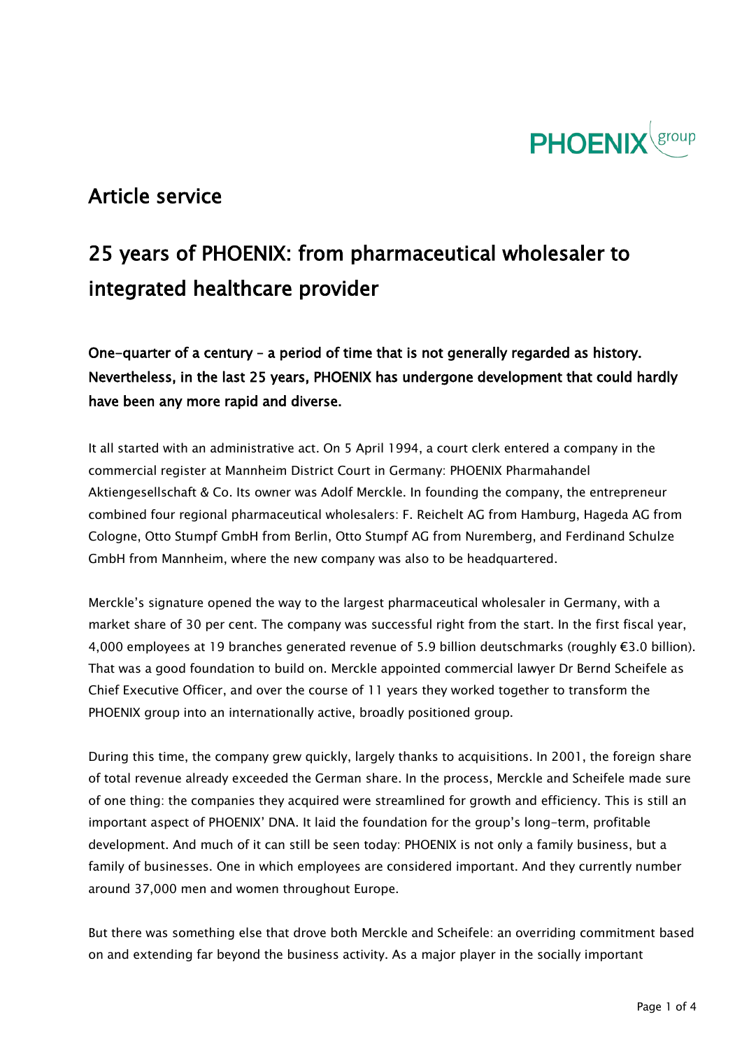## Article service

# 25 years of PHOENIX: from pharmaceutical wholesaler to integrated healthcare provider

**One-quarter of a century – a period of time that is not generally regarded as history. Nevertheless, in the last 25 years, PHOENIX has undergone development that could hardly have been any more rapid and diverse.**

It all started with an administrative act. On 5 April 1994, a court clerk entered a company in the commercial register at Mannheim District Court in Germany: PHOENIX Pharmahandel Aktiengesellschaft & Co. Its owner was Adolf Merckle. In founding the company, the entrepreneur combined four regional pharmaceutical wholesalers: F. Reichelt AG from Hamburg, Hageda AG from Cologne, Otto Stumpf GmbH from Berlin, Otto Stumpf AG from Nuremberg, and Ferdinand Schulze GmbH from Mannheim, where the new company was also to be headquartered.

Merckle's signature opened the way to the largest pharmaceutical wholesaler in Germany, with a market share of 30 per cent. The company was successful right from the start. In the first fiscal year, 4,000 employees at 19 branches generated revenue of 5.9 billion deutschmarks (roughly €3.0 billion). That was a good foundation to build on. Merckle appointed commercial lawyer Dr Bernd Scheifele as Chief Executive Officer, and over the course of 11 years they worked together to transform the PHOENIX group into an internationally active, broadly positioned group.

During this time, the company grew quickly, largely thanks to acquisitions. In 2001, the foreign share of total revenue already exceeded the German share. In the process, Merckle and Scheifele made sure of one thing: the companies they acquired were streamlined for growth and efficiency. This is still an important aspect of PHOENIX' DNA. It laid the foundation for the group's long-term, profitable development. And much of it can still be seen today: PHOENIX is not only a family business, but a family of businesses. One in which employees are considered important. And they currently number around 37,000 men and women throughout Europe.

But there was something else that drove both Merckle and Scheifele: an overriding commitment based on and extending far beyond the business activity. As a major player in the socially important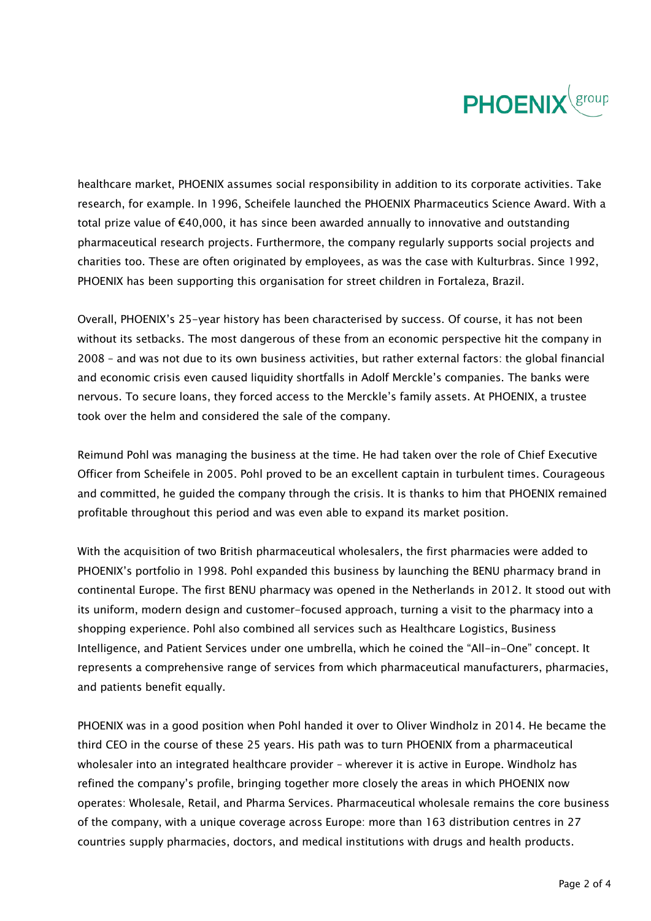healthcare market, PHOENIX assumes social responsibility in addition to its corporate activities. Take research, for example. In 1996, Scheifele launched the PHOENIX Pharmaceutics Science Award. With a total prize value of €40,000, it has since been awarded annually to innovative and outstanding pharmaceutical research projects. Furthermore, the company regularly supports social projects and charities too. These are often originated by employees, as was the case with Kulturbras. Since 1992, PHOENIX has been supporting this organisation for street children in Fortaleza, Brazil.

Overall, PHOENIX's 25-year history has been characterised by success. Of course, it has not been without its setbacks. The most dangerous of these from an economic perspective hit the company in 2008 – and was not due to its own business activities, but rather external factors: the global financial and economic crisis even caused liquidity shortfalls in Adolf Merckle's companies. The banks were nervous. To secure loans, they forced access to the Merckle's family assets. At PHOENIX, a trustee took over the helm and considered the sale of the company.

Reimund Pohl was managing the business at the time. He had taken over the role of Chief Executive Officer from Scheifele in 2005. Pohl proved to be an excellent captain in turbulent times. Courageous and committed, he guided the company through the crisis. It is thanks to him that PHOENIX remained profitable throughout this period and was even able to expand its market position.

With the acquisition of two British pharmaceutical wholesalers, the first pharmacies were added to PHOENIX's portfolio in 1998. Pohl expanded this business by launching the BENU pharmacy brand in continental Europe. The first BENU pharmacy was opened in the Netherlands in 2012. It stood out with its uniform, modern design and customer-focused approach, turning a visit to the pharmacy into a shopping experience. Pohl also combined all services such as Healthcare Logistics, Business Intelligence, and Patient Services under one umbrella, which he coined the "All-in-One" concept. It represents a comprehensive range of services from which pharmaceutical manufacturers, pharmacies, and patients benefit equally.

PHOENIX was in a good position when Pohl handed it over to Oliver Windholz in 2014. He became the third CEO in the course of these 25 years. His path was to turn PHOENIX from a pharmaceutical wholesaler into an integrated healthcare provider – wherever it is active in Europe. Windholz has refined the company's profile, bringing together more closely the areas in which PHOENIX now operates: Wholesale, Retail, and Pharma Services. Pharmaceutical wholesale remains the core business of the company, with a unique coverage across Europe: more than 163 distribution centres in 27 countries supply pharmacies, doctors, and medical institutions with drugs and health products.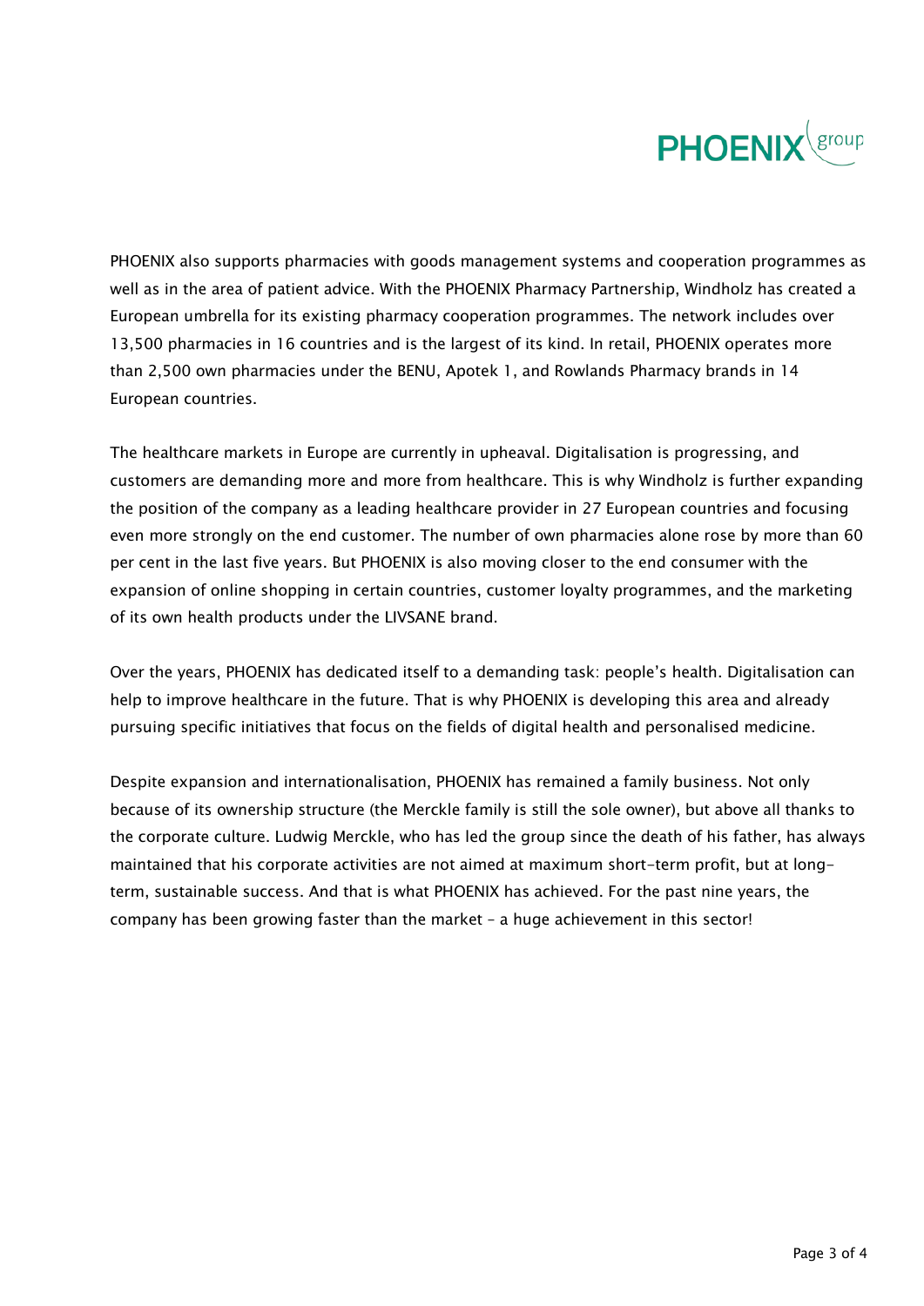PHOENIX also supports pharmacies with goods management systems and cooperation programmes as well as in the area of patient advice. With the PHOENIX Pharmacy Partnership, Windholz has created a European umbrella for its existing pharmacy cooperation programmes. The network includes over 13,500 pharmacies in 16 countries and is the largest of its kind. In retail, PHOENIX operates more than 2,500 own pharmacies under the BENU, Apotek 1, and Rowlands Pharmacy brands in 14 European countries.

The healthcare markets in Europe are currently in upheaval. Digitalisation is progressing, and customers are demanding more and more from healthcare. This is why Windholz is further expanding the position of the company as a leading healthcare provider in 27 European countries and focusing even more strongly on the end customer. The number of own pharmacies alone rose by more than 60 per cent in the last five years. But PHOENIX is also moving closer to the end consumer with the expansion of online shopping in certain countries, customer loyalty programmes, and the marketing of its own health products under the LIVSANE brand.

Over the years, PHOENIX has dedicated itself to a demanding task: people's health. Digitalisation can help to improve healthcare in the future. That is why PHOENIX is developing this area and already pursuing specific initiatives that focus on the fields of digital health and personalised medicine.

Despite expansion and internationalisation, PHOENIX has remained a family business. Not only because of its ownership structure (the Merckle family is still the sole owner), but above all thanks to the corporate culture. Ludwig Merckle, who has led the group since the death of his father, has always maintained that his corporate activities are not aimed at maximum short-term profit, but at long-term, sustainable success. And that is what PHOENIX has achieved. For the past nine years, the company has been growing faster than the market – a huge achievement in this sector!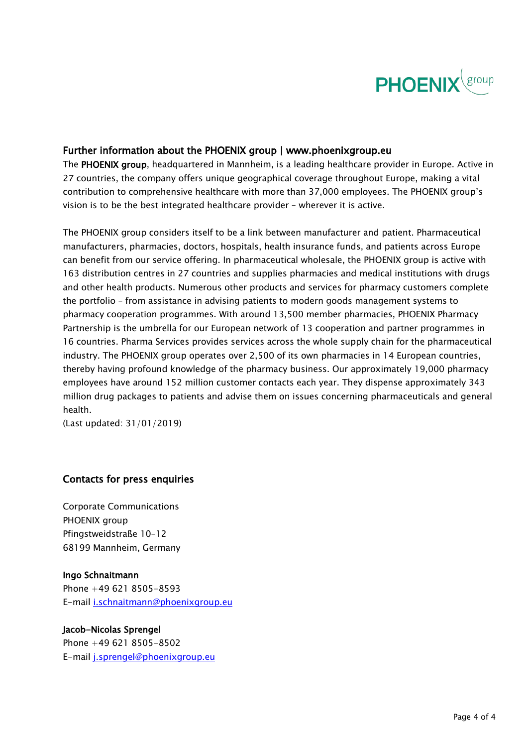## Further information about the PHOENIX group | www.phoenixgroup.eu

The **PHOENIX group**, headquartered in Mannheim, is a leading healthcare provider in Europe. Active in 27 countries, the company offers unique geographical coverage throughout Europe, making a vital contribution to comprehensive healthcare with more than 37,000 employees. The PHOENIX group's vision is to be the best integrated healthcare provider – wherever it is active.

The PHOENIX group considers itself to be a link between manufacturer and patient. Pharmaceutical manufacturers, pharmacies, doctors, hospitals, health insurance funds, and patients across Europe can benefit from our service offering. In pharmaceutical wholesale, the PHOENIX group is active with 163 distribution centres in 27 countries and supplies pharmacies and medical institutions with drugs and other health products. Numerous other products and services for pharmacy customers complete the portfolio – from assistance in advising patients to modern goods management systems to pharmacy cooperation programmes. With around 13,500 member pharmacies, PHOENIX Pharmacy Partnership is the umbrella for our European network of 13 cooperation and partner programmes in 16 countries. Pharma Services provides services across the whole supply chain for the pharmaceutical industry. The PHOENIX group operates over 2,500 of its own pharmacies in 14 European countries, thereby having profound knowledge of the pharmacy business. Our approximately 19,000 pharmacy employees have around 152 million customer contacts each year. They dispense approximately 343 million drug packages to patients and advise them on issues concerning pharmaceuticals and general health.

(Last updated: 31/01/2019)

## Contacts for press enquiries

Corporate Communications
PHOENIX group
Pfingstweidstraße 10-12
68199 Mannheim, Germany

**Ingo Schnaitmann**
Phone +49 621 8505-8593
E-mail i.schnaitmann@phoenixgroup.eu

**Jacob-Nicolas Sprengel**
Phone +49 621 8505-8502
E-mail j.sprengel@phoenixgroup.eu